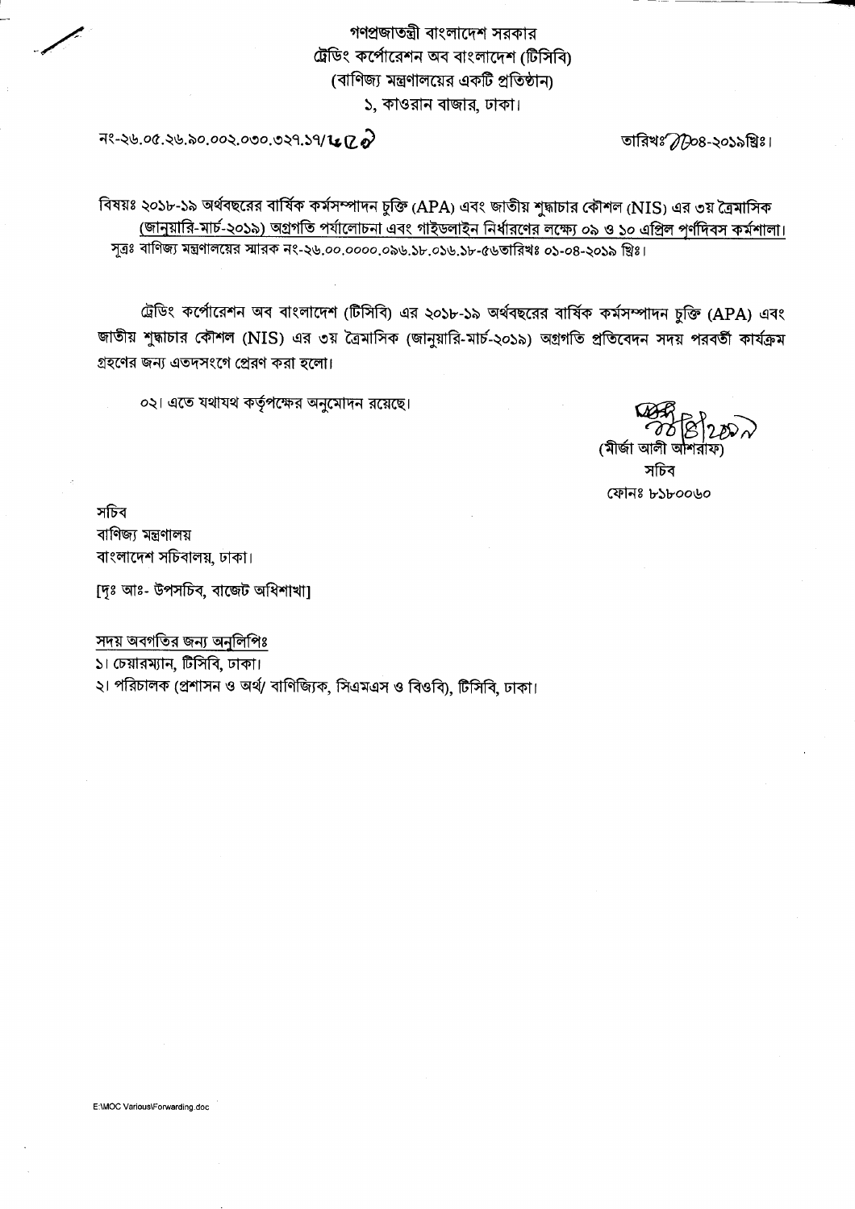গণপ্রজাতন্ত্রী বাংলাদেশ সরকার
ট্রেডিং কর্পোরেশন অব বাংলাদেশ (টিসিবি)
(বাণিজ্য মন্ত্রণালয়ের একটি প্রতিষ্ঠান)
১, কাওরান বাজার, ঢাকা।

নং-২৬.০৫.২৬.৯০.০০২.০৩০.৩২৭.১৭/৬৫০ তারিখঃ ১১-০৪-২০১৯খ্রিঃ।

বিষয়ঃ ২০১৮-১৯ অর্থবছরের বার্ষিক কর্মসম্পাদন চুক্তি (APA) এবং জাতীয় শুদ্ধাচার কৌশল (NIS) এর ৩য় ত্রৈমাসিক (জানুয়ারি-মার্চ-২০১৯) অগ্রগতি পর্যালোচনা এবং গাইডলাইন নির্ধারণের লক্ষ্যে ০৯ ও ১০ এপ্রিল পূর্ণদিবস কর্মশালা।

সূত্রঃ বাণিজ্য মন্ত্রণালয়ের স্মারক নং-২৬.০০.০০০০.০৯৬.১৮.০১৬.১৮-৫৬তারিখঃ ০১-০৪-২০১৯ খ্রিঃ।

ট্রেডিং কর্পোরেশন অব বাংলাদেশ (টিসিবি) এর ২০১৮-১৯ অর্থবছরের বার্ষিক কর্মসম্পাদন চুক্তি (APA) এবং জাতীয় শুদ্ধাচার কৌশল (NIS) এর ৩য় ত্রৈমাসিক (জানুয়ারি-মার্চ-২০১৯) অগ্রগতি প্রতিবেদন সদয় পরবর্তী কার্যক্রম গ্রহণের জন্য এতদসংগে প্রেরণ করা হলো।

০২। এতে যথাযথ কর্তৃপক্ষের অনুমোদন রয়েছে।

১১/৪/২০১৯
(মীর্জা আলী আশরাফ)
সচিব
ফোনঃ ৮১৮০০৬০

সচিব
বাণিজ্য মন্ত্রণালয়
বাংলাদেশ সচিবালয়, ঢাকা।

[দৃঃ আঃ- উপসচিব, বাজেট অধিশাখা]

সদয় অবগতির জন্য অনুলিপিঃ

১। চেয়ারম্যান, টিসিবি, ঢাকা।
২। পরিচালক (প্রশাসন ও অর্থ/ বাণিজ্যিক, সিএমএস ও বিওবি), টিসিবি, ঢাকা।

E:\MOC Various\Forwarding.doc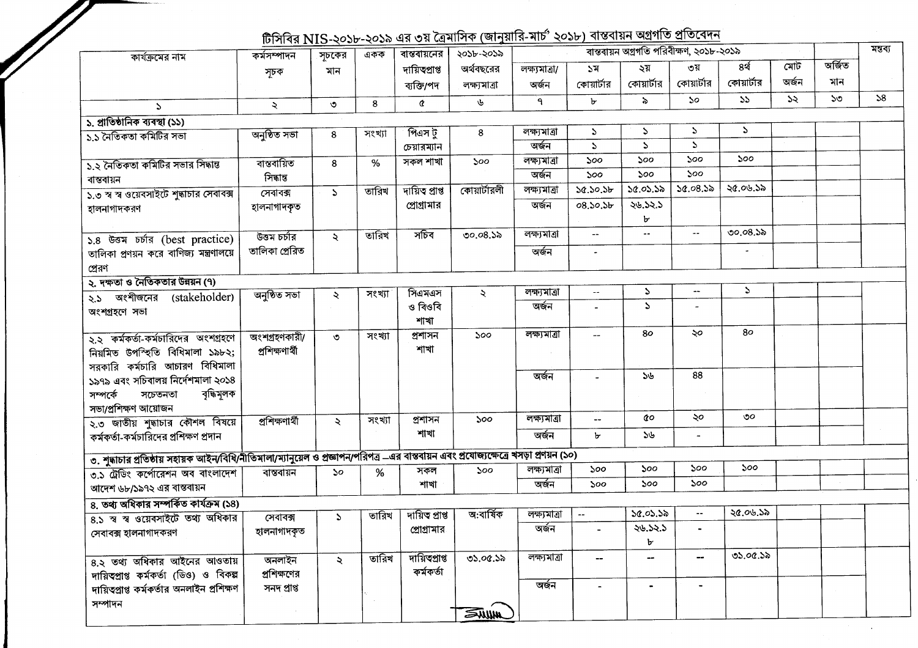## টিসিবির NIS-২০১৮-২০১৯ এর ৩য় ত্রৈমাসিক (জানুয়ারি-মার্চ' ২০১৮) বাস্তবায়ন অগ্রগতি প্রতিবেদন

| কার্যক্রমের নাম | কর্মসম্পাদন সূচক | সূচকের মান | একক | বাস্তবায়নের দায়িত্বপ্রাপ্ত ব্যক্তি/পদ | ২০১৮-২০১৯ অর্থবছরের লক্ষ্যমাত্রা | বাস্তবায়ন অগ্রগতি পরিবীক্ষণ, ২০১৮-২০১৯ | | | | | | | মন্তব্য |
|---|---|---|---|---|---|---|---|---|---|---|---|---|---|
| | | | | | | লক্ষ্যমাত্রা/ অর্জন | ১ম কোয়ার্টার | ২য় কোয়ার্টার | ৩য় কোয়ার্টার | ৪র্থ কোয়ার্টার | মোট অর্জন | অর্জিত মান | |
| ১ | ২ | ৩ | ৪ | ৫ | ৬ | ৭ | ৮ | ৯ | ১০ | ১১ | ১২ | ১৩ | ১৪ |
| **১. প্রাতিষ্ঠানিক ব্যবস্থা (১১)** | | | | | | | | | | | | | |
| ১.১ নৈতিকতা কমিটির সভা | অনুষ্ঠিত সভা | ৪ | সংখ্যা | পিএস টু চেয়ারম্যান | ৪ | লক্ষ্যমাত্রা | ১ | ১ | ১ | ১ | | | |
| | | | | | | অর্জন | ১ | ১ | ১ | | | | |
| ১.২ নৈতিকতা কমিটির সভার সিদ্ধান্ত বাস্তবায়ন | বাস্তবায়িত সিদ্ধান্ত | ৪ | % | সকল শাখা | ১০০ | লক্ষ্যমাত্রা | ১০০ | ১০০ | ১০০ | ১০০ | | | |
| | | | | | | অর্জন | ১০০ | ১০০ | ১০০ | | | | |
| ১.৩ স্ব স্ব ওয়েবসাইটে শুদ্ধাচার সেবাবক্স হালনাগাদকরণ | সেবাবক্স হালনাগাদকৃত | ১ | তারিখ | দায়িত্ব প্রাপ্ত প্রোগ্রামার | কোয়ার্টারলী | লক্ষ্যমাত্রা | ১৫.১০.১৮ | ১৫.০১.১৯ | ১৫.০৪.১৯ | ২৫.০৬.১৯ | | | |
| | | | | | | অর্জন | ০৪.১০.১৮ | ২৬.১২.১৮ | | | | | |
| ১.৪ উত্তম চর্চার (best practice) তালিকা প্রণয়ন করে বাণিজ্য মন্ত্রণালয়ে প্রেরণ | উত্তম চর্চার তালিকা প্রেরিত | ২ | তারিখ | সচিব | ৩০.০৪.১৯ | লক্ষ্যমাত্রা | -- | -- | -- | ৩০.০৪.১৯ | | | |
| | | | | | | অর্জন | - | | | - | | | |
| **২. দক্ষতা ও নৈতিকতার উন্নয়ন (৭)** | | | | | | | | | | | | | |
| ২.১ অংশীজনের (stakeholder) অংশগ্রহণে সভা | অনুষ্ঠিত সভা | ২ | সংখ্যা | সিএমএস ও বিওবি শাখা | ২ | লক্ষ্যমাত্রা | -- | ১ | -- | ১ | | | |
| | | | | | | অর্জন | - | ১ | - | | | | |
| ২.২ কর্মকর্তা-কর্মচারিদের অংশগ্রহণে নিয়মিত উপস্থিতি বিধিমালা ১৯৮২; সরকারি কর্মচারি আচারণ বিধিমালা ১৯৭৯ এবং সচিবালয় নির্দেশমালা ২০১৪ সম্পর্কে সচেতনতা বৃদ্ধিমূলক সভা/প্রশিক্ষণ আয়োজন | অংশগ্রহণকারী/ প্রশিক্ষণার্থী | ৩ | সংখ্যা | প্রশাসন শাখা | ১০০ | লক্ষ্যমাত্রা | -- | ৪০ | ২০ | ৪০ | | | |
| | | | | | | অর্জন | - | ১৬ | ৪৪ | | | | |
| ২.৩ জাতীয় শুদ্ধাচার কৌশল বিষয়ে কর্মকর্তা-কর্মচারিদের প্রশিক্ষণ প্রদান | প্রশিক্ষণার্থী | ২ | সংখ্যা | প্রশাসন শাখা | ১০০ | লক্ষ্যমাত্রা | -- | ৫০ | ২০ | ৩০ | | | |
| | | | | | | অর্জন | ৮ | ১৬ | - | | | | |
| **৩. শুদ্ধাচার প্রতিষ্ঠায় সহায়ক আইন/বিধি/নীতিমালা/ম্যানুয়েল ও প্রজ্ঞাপন/পরিপত্র –এর বাস্তবায়ন এবং প্রযোজ্যক্ষেত্রে খসড়া প্রণয়ন (১০)** | | | | | | | | | | | | | |
| ৩.১ ট্রেডিং কর্পোরেশন অব বাংলাদেশ আদেশ ৬৮/১৯৭২ এর বাস্তবায়ন | বাস্তবায়ন | ১০ | % | সকল শাখা | ১০০ | লক্ষ্যমাত্রা | ১০০ | ১০০ | ১০০ | ১০০ | | | |
| | | | | | | অর্জন | ১০০ | ১০০ | ১০০ | | | | |
| **৪. তথ্য অধিকার সম্পর্কিত কার্যক্রম (১৪)** | | | | | | | | | | | | | |
| ৪.১ স্ব স্ব ওয়েবসাইটে তথ্য অধিকার সেবাবক্স হালনাগাদকরণ | সেবাবক্স হালনাগাদকৃত | ১ | তারিখ | দায়িত্ব প্রাপ্ত প্রোগ্রামার | অ:বার্ষিক | লক্ষ্যমাত্রা | -- | ১৫.০১.১৯ | -- | ২৫.০৬.১৯ | | | |
| | | | | | | অর্জন | - | ২৬.১২.১৮ | - | | | | |
| ৪.২ তথ্য অধিকার আইনের আওতায় দায়িত্বপ্রাপ্ত কর্মকর্তা (ডিও) ও বিকল্প দায়িত্বপ্রাপ্ত কর্মকর্তার অনলাইন প্রশিক্ষণ সম্পাদন | অনলাইন প্রশিক্ষণের সনদ প্রাপ্ত | ২ | তারিখ | দায়িত্বপ্রাপ্ত কর্মকর্তা | ৩১.০৫.১৯ | লক্ষ্যমাত্রা | -- | -- | -- | ৩১.০৫.১৯ | | | |
| | | | | | | অর্জন | - | - | - | | | | |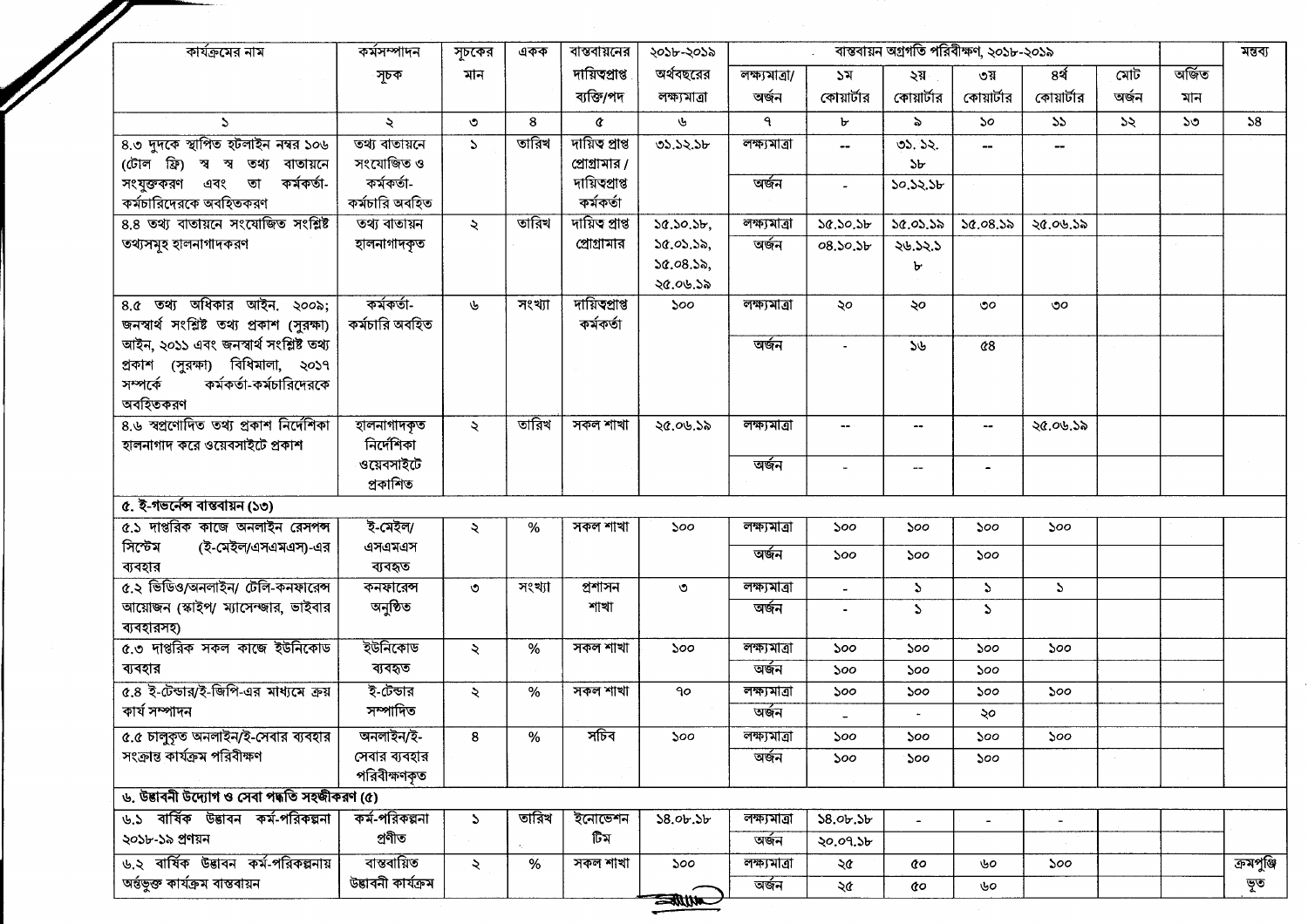| কার্যক্রমের নাম | কর্মসম্পাদন সূচক | সূচকের মান | একক | বাস্তবায়নের দায়িত্বপ্রাপ্ত ব্যক্তি/পদ | ২০১৮-২০১৯ অর্থবছরের লক্ষ্যমাত্রা | বাস্তবায়ন অগ্রগতি পরিবীক্ষণ, ২০১৮-২০১৯ | | | | | | | মন্তব্য |
|---|---|---|---|---|---|---|---|---|---|---|---|---|---|
| | | | | | | লক্ষ্যমাত্রা/ অর্জন | ১ম কোয়ার্টার | ২য় কোয়ার্টার | ৩য় কোয়ার্টার | ৪র্থ কোয়ার্টার | মোট অর্জন | অর্জিত মান | |
| ১ | ২ | ৩ | ৪ | ৫ | ৬ | ৭ | ৮ | ৯ | ১০ | ১১ | ১২ | ১৩ | ১৪ |
| ৪.৩ দুদকে স্থাপিত হটলাইন নম্বর ১০৬ (টোল ফ্রি) স্ব স্ব তথ্য বাতায়নে সংযুক্তকরণ এবং তা কর্মকর্তা-কর্মচারিদেরকে অবহিতকরণ | তথ্য বাতায়নে সংযোজিত ও কর্মকর্তা-কর্মচারি অবহিত | ১ | তারিখ | দায়িত্ব প্রাপ্ত প্রোগ্রামার / দায়িত্বপ্রাপ্ত কর্মকর্তা | ৩১.১২.১৮ | লক্ষ্যমাত্রা | -- | ৩১. ১২. ১৮ | -- | -- | | | |
| | | | | | | অর্জন | - | ১০.১২.১৮ | | | | | |
| ৪.৪ তথ্য বাতায়নে সংযোজিত সংশ্লিষ্ট তথ্যসমূহ হালনাগাদকরণ | তথ্য বাতায়ন হালনাগাদকৃত | ২ | তারিখ | দায়িত্ব প্রাপ্ত প্রোগ্রামার | ১৫.১০.১৮, ১৫.০১.১৯, ১৫.০৪.১৯, ২৫.০৬.১৯ | লক্ষ্যমাত্রা | ১৫.১০.১৮ | ১৫.০১.১৯ | ১৫.০৪.১৯ | ২৫.০৬.১৯ | | | |
| | | | | | | অর্জন | ০৪.১০.১৮ | ২৬.১২.১৮ | | | | | |
| ৪.৫ তথ্য অধিকার আইন, ২০০৯; জনস্বার্থ সংশ্লিষ্ট তথ্য প্রকাশ (সুরক্ষা) আইন, ২০১১ এবং জনস্বার্থ সংশ্লিষ্ট তথ্য প্রকাশ (সুরক্ষা) বিধিমালা, ২০১৭ সম্পর্কে কর্মকর্তা-কর্মচারিদেরকে অবহিতকরণ | কর্মকর্তা-কর্মচারি অবহিত | ৬ | সংখ্যা | দায়িত্বপ্রাপ্ত কর্মকর্তা | ১০০ | লক্ষ্যমাত্রা | ২০ | ২০ | ৩০ | ৩০ | | | |
| | | | | | | অর্জন | - | ১৬ | ৫৪ | | | | |
| ৪.৬ স্বপ্রণোদিত তথ্য প্রকাশ নির্দেশিকা হালনাগাদ করে ওয়েবসাইটে প্রকাশ | হালনাগাদকৃত নির্দেশিকা ওয়েবসাইটে প্রকাশিত | ২ | তারিখ | সকল শাখা | ২৫.০৬.১৯ | লক্ষ্যমাত্রা | -- | -- | -- | ২৫.০৬.১৯ | | | |
| | | | | | | অর্জন | - | -- | - | | | | |
| **৫. ই-গভর্নেন্স বাস্তবায়ন (১৩)** | | | | | | | | | | | | | |
| ৫.১ দাপ্তরিক কাজে অনলাইন রেসপন্স সিস্টেম (ই-মেইল/এসএমএস)-এর ব্যবহার | ই-মেইল/ এসএমএস ব্যবহৃত | ২ | % | সকল শাখা | ১০০ | লক্ষ্যমাত্রা | ১০০ | ১০০ | ১০০ | ১০০ | | | |
| | | | | | | অর্জন | ১০০ | ১০০ | ১০০ | | | | |
| ৫.২ ভিডিও/অনলাইন/ টেলি-কনফারেন্স আয়োজন (স্কাইপ/ ম্যাসেন্জার, ভাইবার ব্যবহারসহ) | কনফারেন্স অনুষ্ঠিত | ৩ | সংখ্যা | প্রশাসন শাখা | ৩ | লক্ষ্যমাত্রা | - | ১ | ১ | ১ | | | |
| | | | | | | অর্জন | - | ১ | ১ | | | | |
| ৫.৩ দাপ্তরিক সকল কাজে ইউনিকোড ব্যবহার | ইউনিকোড ব্যবহৃত | ২ | % | সকল শাখা | ১০০ | লক্ষ্যমাত্রা | ১০০ | ১০০ | ১০০ | ১০০ | | | |
| | | | | | | অর্জন | ১০০ | ১০০ | ১০০ | | | | |
| ৫.৪ ই-টেন্ডার/ই-জিপি-এর মাধ্যমে ক্রয় কার্য সম্পাদন | ই-টেন্ডার সম্পাদিত | ২ | % | সকল শাখা | ৭০ | লক্ষ্যমাত্রা | ১০০ | ১০০ | ১০০ | ১০০ | | | |
| | | | | | | অর্জন | - | - | ২০ | | | | |
| ৫.৫ চালুকৃত অনলাইন/ই-সেবার ব্যবহার সংক্রান্ত কার্যক্রম পরিবীক্ষণ | অনলাইন/ই-সেবার ব্যবহার পরিবীক্ষণকৃত | ৪ | % | সচিব | ১০০ | লক্ষ্যমাত্রা | ১০০ | ১০০ | ১০০ | ১০০ | | | |
| | | | | | | অর্জন | ১০০ | ১০০ | ১০০ | | | | |
| **৬. উদ্ভাবনী উদ্যোগ ও সেবা পদ্ধতি সহজীকরণ (৫)** | | | | | | | | | | | | | |
| ৬.১ বার্ষিক উদ্ভাবন কর্ম-পরিকল্পনা ২০১৮-১৯ প্রণয়ন | কর্ম-পরিকল্পনা প্রণীত | ১ | তারিখ | ইনোভেশন টিম | ১৪.০৮.১৮ | লক্ষ্যমাত্রা | ১৪.০৮.১৮ | - | - | - | | | |
| | | | | | | অর্জন | ২০.০৭.১৮ | | | | | | |
| ৬.২ বার্ষিক উদ্ভাবন কর্ম-পরিকল্পনায় অর্ন্তভুক্ত কার্যক্রম বাস্তবায়ন | বাস্তবায়িত উদ্ভাবনী কার্যক্রম | ২ | % | সকল শাখা | ১০০ | লক্ষ্যমাত্রা | ২৫ | ৫০ | ৬০ | ১০০ | | | ক্রমপুঞ্জি ভূত |
| | | | | | | অর্জন | ২৫ | ৫০ | ৬০ | | | | |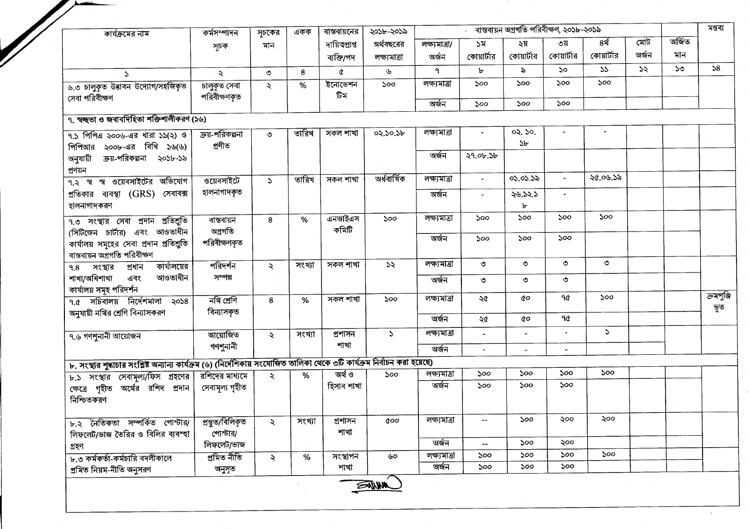| কার্যক্রমের নাম | কর্মসম্পাদন সূচক | সূচকের মান | একক | বাস্তবায়নের দায়িত্বপ্রাপ্ত ব্যক্তি/পদ | ২০১৮-২০১৯ অর্থবছরের লক্ষ্যমাত্রা | বাস্তবায়ন অগ্রগতি পরিবীক্ষণ, ২০১৮-২০১৯ | | | | | | অর্জিত মান | মন্তব্য |
|---|---|---|---|---|---|---|---|---|---|---|---|---|---|
| | | | | | | লক্ষ্যমাত্রা/ অর্জন | ১ম কোয়ার্টার | ২য় কোয়ার্টার | ৩য় কোয়ার্টার | ৪র্থ কোয়ার্টার | মোট অর্জন | | |
| ১ | ২ | ৩ | ৪ | ৫ | ৬ | ৭ | ৮ | ৯ | ১০ | ১১ | ১২ | ১৩ | ১৪ |
| ৬.৩ চালুকৃত উদ্ভাবন উদ্যোগ/সহজিকৃত সেবা পরিবীক্ষণ | চালুকৃত সেবা পরিবীক্ষণকৃত | ২ | % | ইনোভেশন টিম | ১০০ | লক্ষ্যমাত্রা | ১০০ | ১০০ | ১০০ | ১০০ | | | |
| | | | | | | অর্জন | ১০০ | ১০০ | ১০০ | | | | |
| **৭. স্বচ্ছতা ও জবাবদিহিতা শক্তিশালীকরণ (১৬)** | | | | | | | | | | | | | |
| ৭.১ পিপিএ ২০০৬-এর ধারা ১১(২) ও পিপিআর ২০০৮-এর বিধি ১৬(৬) অনুযায়ী ক্রয়-পরিকল্পনা ২০১৮-১৯ প্রণয়ন | ক্রয়-পরিকল্পনা প্রণীত | ৩ | তারিখ | সকল শাখা | ০২.১০.১৮ | লক্ষ্যমাত্রা | - | ০২.১০.১৮ | - | - | | | |
| | | | | | | অর্জন | ২৭.০৮.১৮ | | | | | | |
| ৭.২ স্ব স্ব ওয়েবসাইটের অভিযোগ প্রতিকার ব্যবস্থা (GRS) সেবাবক্স হালনাগাদকরণ | ওয়েবসাইটে হালনাগাদকৃত | ১ | তারিখ | সকল শাখা | অর্ধবার্ষিক | লক্ষ্যমাত্রা | - | ০১.০১.১৯ | - | ২৫.০৬.১৯ | | | |
| | | | | | | অর্জন | - | ২৬.১২.১৮ | - | | | | |
| ৭.৩ সংস্থার সেবা প্রদান প্রতিশ্রুতি (সিটিজেন চার্টার) এবং আওতাধীন কার্যালয় সমূহের সেবা প্রদান প্রতিশ্রুতি বাস্তবায়ন অগ্রগতি পরিবীক্ষণ | বাস্তবায়ন অগ্রগতি পরিবীক্ষণকৃত | ৪ | % | এনআইএস কমিটি | ১০০ | লক্ষ্যমাত্রা | ১০০ | ১০০ | ১০০ | ১০০ | | | |
| | | | | | | অর্জন | ১০০ | ১০০ | ১০০ | | | | |
| ৭.৪ সংস্থার প্রধান কার্যালয়ের শাখা/অধিশাখা এবং আওতাধীন কার্যালয় সমূহ পরিদর্শন | পরিদর্শন সম্পন্ন | ২ | সংখ্যা | সকল শাখা | ১২ | লক্ষ্যমাত্রা | ৩ | ৩ | ৩ | ৩ | | | |
| | | | | | | অর্জন | ৩ | ৩ | ৩ | | | | |
| ৭.৫ সচিবালয় নির্দেশমালা ২০১৪ অনুযায়ী নথির শ্রেণি বিন্যাসকরণ | নথি শ্রেণি বিন্যাসকৃত | ৪ | % | সকল শাখা | ১০০ | লক্ষ্যমাত্রা | ২৫ | ৫০ | ৭৫ | ১০০ | | | ক্রমপুঞ্জিভূত |
| | | | | | | অর্জন | ২৫ | ৫০ | ৭৫ | | | | |
| ৭.৬ গণশুনানী আয়োজন | আয়োজিত গণশুনানী | ২ | সংখ্যা | প্রশাসন শাখা | ১ | লক্ষ্যমাত্রা | - | - | - | ১ | | | |
| | | | | | | অর্জন | - | - | - | | | | |
| **৮. সংস্থার শুদ্ধাচার সংশ্লিষ্ট অন্যান্য কার্যক্রম (৬) (নির্দেশিকায় সংযোজিত তালিকা থেকে ৩টি কার্যক্রম নির্বাচন করা হয়েছে)** | | | | | | | | | | | | | |
| ৮.১ সংস্থার সেবামূল্য/ফিস গ্রহণের ক্ষেত্রে গৃহীত অর্থের রশিদ প্রদান নিশ্চিতকরণ | রশিদের মাধ্যমে সেবামূল্য গৃহীত | ২ | % | অর্থ ও হিসাব শাখা | ১০০ | লক্ষ্যমাত্রা | ১০০ | ১০০ | ১০০ | ১০০ | | | |
| | | | | | | অর্জন | ১০০ | ১০০ | ১০০ | | | | |
| ৮.২ নৈতিকতা সম্পর্কিত পোস্টার/ লিফলেট/ভাজ তৈরির ও বিলির ব্যবস্থা গ্রহণ | প্রস্তুত/বিলিকৃত পোস্টার/ লিফলেট/ভাজ | ২ | সংখ্যা | প্রশাসন শাখা | ৫০০ | লক্ষ্যমাত্রা | -- | ১০০ | ২০০ | ২০০ | | | |
| | | | | | | অর্জন | -- | ১০০ | ২০০ | | | | |
| ৮.৩ কর্মকর্তা-কর্মচারি বদলীকালে প্রমিত নিয়ম-নীতি অনুসরণ | প্রমিত নীতি অনুসৃত | ২ | % | সংস্থাপন শাখা | ৬০ | লক্ষ্যমাত্রা | ১০০ | ১০০ | ১০০ | ১০০ | | | |
| | | | | | | অর্জন | ১০০ | ১০০ | ১০০ | | | | |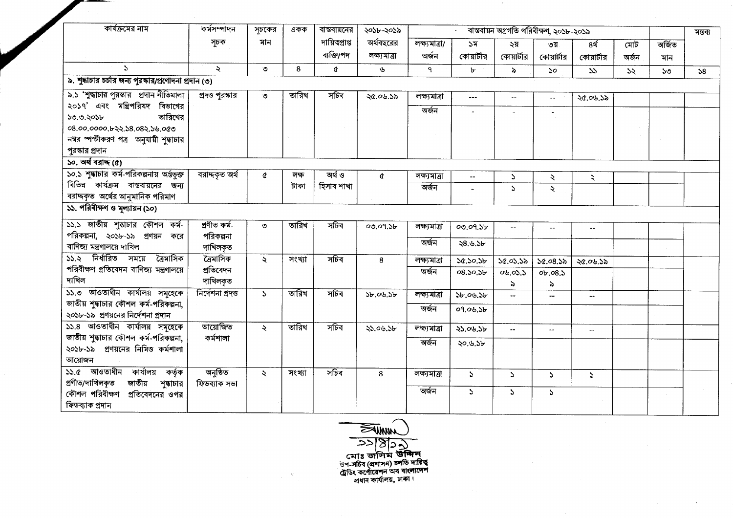| কার্যক্রমের নাম | কর্মসম্পাদন সূচক | সূচকের মান | একক | বাস্তবায়নের দায়িত্বপ্রাপ্ত ব্যক্তি/পদ | ২০১৮-২০১৯ অর্থবছরের লক্ষ্যমাত্রা | বাস্তবায়ন অগ্রগতি পরিবীক্ষণ, ২০১৮-২০১৯ | | | | | | | মন্তব্য |
|---|---|---|---|---|---|---|---|---|---|---|---|---|---|
| | | | | | | লক্ষ্যমাত্রা/ অর্জন | ১ম কোয়ার্টার | ২য় কোয়ার্টার | ৩য় কোয়ার্টার | ৪র্থ কোয়ার্টার | মোট অর্জন | অর্জিত মান | |
| ১ | ২ | ৩ | ৪ | ৫ | ৬ | ৭ | ৮ | ৯ | ১০ | ১১ | ১২ | ১৩ | ১৪ |
| **৯. শুদ্ধাচার চর্চার জন্য পুরস্কার/প্রণোদনা প্রদান (৩)** | | | | | | | | | | | | | |
| ৯.১ 'শুদ্ধাচার পুরস্কার প্রদান নীতিমালা ২০১৭' এবং মন্ত্রিপরিষদ বিভাগের ১৩.৩.২০১৮ তারিখের ০৪.০০.০০০০.৮২২.১৪.০৪২.১৬.০৫৩ নম্বর স্পষ্টীকরণ পত্র অনুযায়ী শুদ্ধাচার পুরস্কার প্রদান | প্রদত্ত পুরস্কার | ৩ | তারিখ | সচিব | ২৫.০৬.১৯ | লক্ষ্যমাত্রা | --- | -- | -- | ২৫.০৬.১৯ | | | |
| | | | | | | অর্জন | - | - | - | | | | |
| **১০. অর্থ বরাদ্দ (৫)** | | | | | | | | | | | | | |
| ১০.১ শুদ্ধাচার কর্ম-পরিকল্পনায় অর্ন্তভুক্ত বিভিন্ন কার্যক্রম বাস্তবায়নের জন্য বরাদ্দকৃত অর্থের আনুমানিক পরিমাণ | বরাদ্দকৃত অর্থ | ৫ | লক্ষ টাকা | অর্থ ও হিসাব শাখা | ৫ | লক্ষ্যমাত্রা | -- | ১ | ২ | ২ | | | |
| | | | | | | অর্জন | - | ১ | ২ | | | | |
| **১১. পরিবীক্ষণ ও মূল্যায়ন (১০)** | | | | | | | | | | | | | |
| ১১.১ জাতীয় শুদ্ধাচার কৌশল কর্ম-পরিকল্পনা, ২০১৮-১৯ প্রণয়ন করে বাণিজ্য মন্ত্রণালয়ে দাখিল | প্রণীত কর্ম-পরিকল্পনা দাখিলকৃত | ৩ | তারিখ | সচিব | ০৩.০৭.১৮ | লক্ষ্যমাত্রা | ০৩.০৭.১৮ | -- | -- | -- | | | |
| | | | | | | অর্জন | ২৪.৬.১৮ | | | | | | |
| ১১.২ নির্ধারিত সময়ে ত্রৈমাসিক পরিবীক্ষণ প্রতিবেদন বাণিজ্য মন্ত্রণালয়ে দাখিল | ত্রৈমাসিক প্রতিবেদন দাখিলকৃত | ২ | সংখ্যা | সচিব | ৪ | লক্ষ্যমাত্রা | ১৫.১০.১৮ | ১৫.০১.১৯ | ১৫.০৪.১৯ | ২৫.০৬.১৯ | | | |
| | | | | | | অর্জন | ০৪.১০.১৮ | ০৬.০১.১৯ | ০৮.০৪.১৯ | | | | |
| ১১.৩ আওতাধীন কার্যালয় সমূহেকে জাতীয় শুদ্ধাচার কৌশল কর্ম-পরিকল্পনা, ২০১৮-১৯ প্রণয়নের নির্দেশনা প্রদান | নির্দেশনা প্রদত্ত | ১ | তারিখ | সচিব | ১৮.০৬.১৮ | লক্ষ্যমাত্রা | ১৮.০৬.১৮ | -- | -- | -- | | | |
| | | | | | | অর্জন | ০৭.০৬.১৮ | | | | | | |
| ১১.৪ আওতাধীন কার্যালয় সমূহেকে জাতীয় শুদ্ধাচার কৌশল কর্ম-পরিকল্পনা, ২০১৮-১৯ প্রণয়নের নিমিত্ত কর্মশালা আয়োজন | আয়োজিত কর্মশালা | ২ | তারিখ | সচিব | ২১.০৬.১৮ | লক্ষ্যমাত্রা | ২১.০৬.১৮ | -- | -- | -- | | | |
| | | | | | | অর্জন | ২০.৬.১৮ | | | | | | |
| ১১.৫ আওতাধীন কার্যালয় কর্তৃক প্রণীত/দাখিলকৃত জাতীয় শুদ্ধাচার কৌশল পরিবীক্ষণ প্রতিবেদনের ওপর ফিডব্যাক প্রদান | অনুষ্ঠিত ফিডব্যাক সভা | ২ | সংখ্যা | সচিব | ৪ | লক্ষ্যমাত্রা | ১ | ১ | ১ | ১ | | | |
| | | | | | | অর্জন | ১ | ১ | ১ | | | | |

২১/৪/১৯
মোঃ জসিম উদ্দিন
উপ-সচিব (প্রশাসন) চলতি দায়িত্ব
ট্রেডিং কর্পোরেশন অব বাংলাদেশ
প্রধান কার্যালয়, ঢাকা।